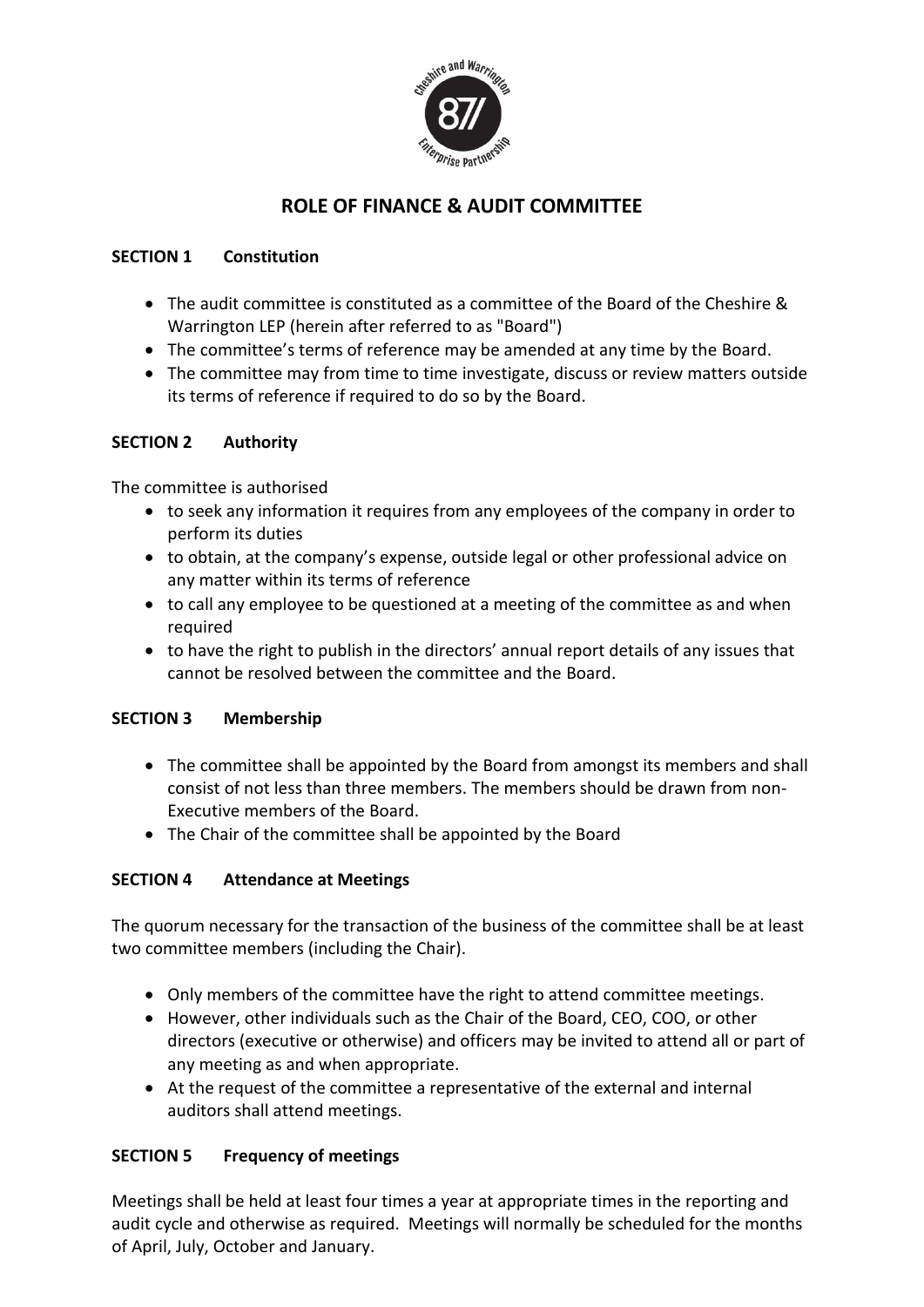# ROLE OF FINANCE & AUDIT COMMITTEE

## SECTION 1 Constitution

- The audit committee is constituted as a committee of the Board of the Cheshire & Warrington LEP (herein after referred to as "Board")
- The committee's terms of reference may be amended at any time by the Board.
- The committee may from time to time investigate, discuss or review matters outside its terms of reference if required to do so by the Board.

## SECTION 2 Authority

The committee is authorised

- to seek any information it requires from any employees of the company in order to perform its duties
- to obtain, at the company's expense, outside legal or other professional advice on any matter within its terms of reference
- to call any employee to be questioned at a meeting of the committee as and when required
- to have the right to publish in the directors' annual report details of any issues that cannot be resolved between the committee and the Board.

## SECTION 3 Membership

- The committee shall be appointed by the Board from amongst its members and shall consist of not less than three members. The members should be drawn from non-Executive members of the Board.
- The Chair of the committee shall be appointed by the Board

## SECTION 4 Attendance at Meetings

The quorum necessary for the transaction of the business of the committee shall be at least two committee members (including the Chair).

- Only members of the committee have the right to attend committee meetings.
- However, other individuals such as the Chair of the Board, CEO, COO, or other directors (executive or otherwise) and officers may be invited to attend all or part of any meeting as and when appropriate.
- At the request of the committee a representative of the external and internal auditors shall attend meetings.

## SECTION 5 Frequency of meetings

Meetings shall be held at least four times a year at appropriate times in the reporting and audit cycle and otherwise as required. Meetings will normally be scheduled for the months of April, July, October and January.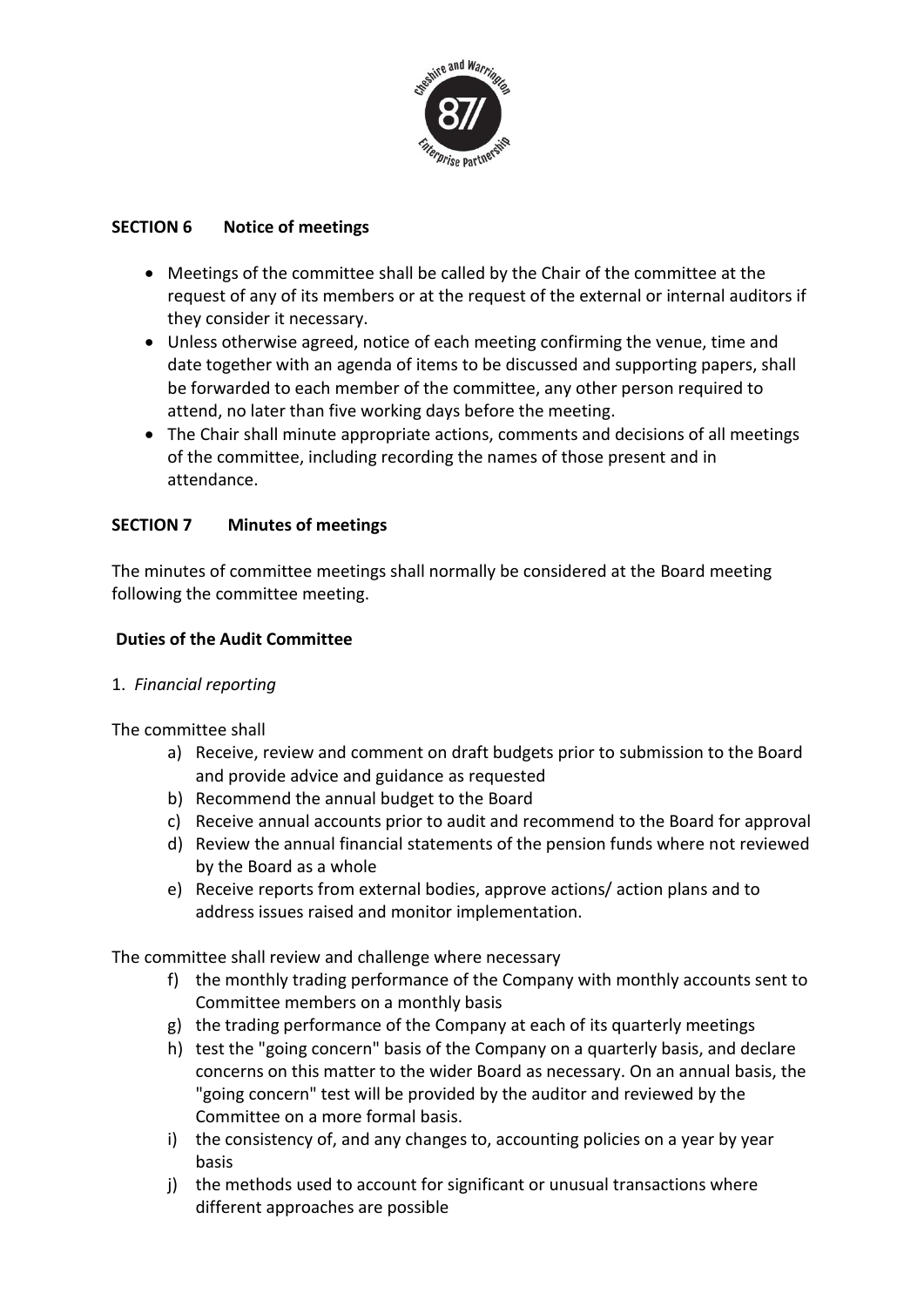## SECTION 6 Notice of meetings

- Meetings of the committee shall be called by the Chair of the committee at the request of any of its members or at the request of the external or internal auditors if they consider it necessary.
- Unless otherwise agreed, notice of each meeting confirming the venue, time and date together with an agenda of items to be discussed and supporting papers, shall be forwarded to each member of the committee, any other person required to attend, no later than five working days before the meeting.
- The Chair shall minute appropriate actions, comments and decisions of all meetings of the committee, including recording the names of those present and in attendance.

## SECTION 7 Minutes of meetings

The minutes of committee meetings shall normally be considered at the Board meeting following the committee meeting.

## Duties of the Audit Committee

1. *Financial reporting*

The committee shall

a) Receive, review and comment on draft budgets prior to submission to the Board and provide advice and guidance as requested
b) Recommend the annual budget to the Board
c) Receive annual accounts prior to audit and recommend to the Board for approval
d) Review the annual financial statements of the pension funds where not reviewed by the Board as a whole
e) Receive reports from external bodies, approve actions/ action plans and to address issues raised and monitor implementation.

The committee shall review and challenge where necessary

f) the monthly trading performance of the Company with monthly accounts sent to Committee members on a monthly basis
g) the trading performance of the Company at each of its quarterly meetings
h) test the "going concern" basis of the Company on a quarterly basis, and declare concerns on this matter to the wider Board as necessary. On an annual basis, the "going concern" test will be provided by the auditor and reviewed by the Committee on a more formal basis.
i) the consistency of, and any changes to, accounting policies on a year by year basis
j) the methods used to account for significant or unusual transactions where different approaches are possible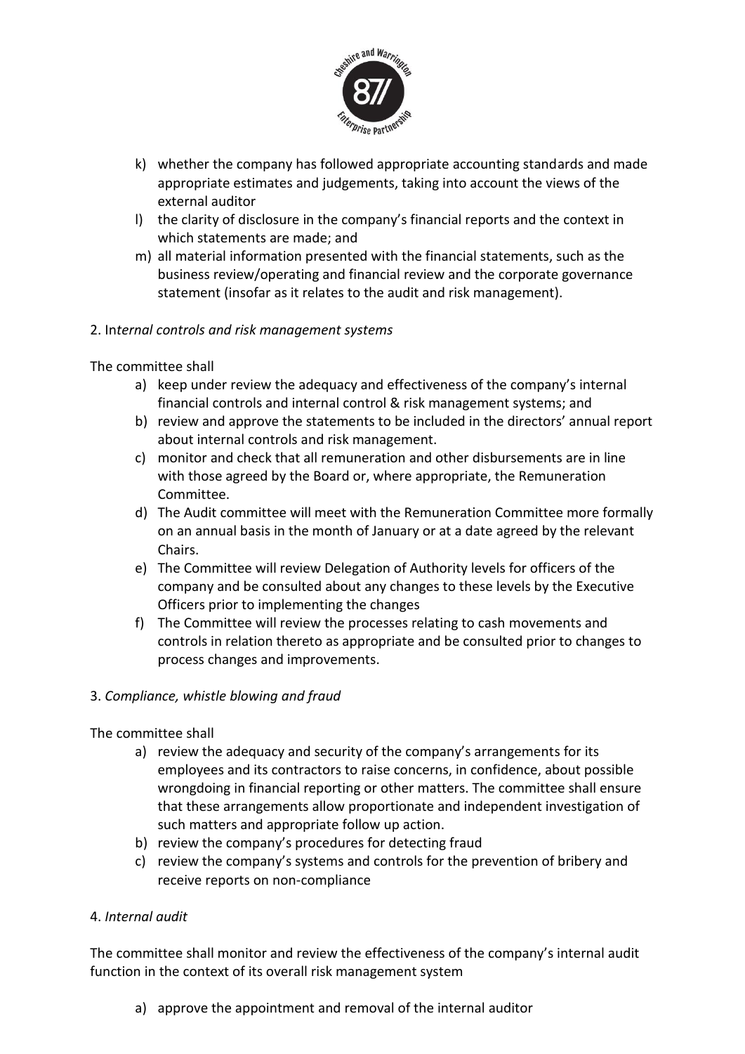k) whether the company has followed appropriate accounting standards and made appropriate estimates and judgements, taking into account the views of the external auditor
l) the clarity of disclosure in the company's financial reports and the context in which statements are made; and
m) all material information presented with the financial statements, such as the business review/operating and financial review and the corporate governance statement (insofar as it relates to the audit and risk management).

2. In*ternal controls and risk management systems*

The committee shall

a) keep under review the adequacy and effectiveness of the company's internal financial controls and internal control & risk management systems; and
b) review and approve the statements to be included in the directors' annual report about internal controls and risk management.
c) monitor and check that all remuneration and other disbursements are in line with those agreed by the Board or, where appropriate, the Remuneration Committee.
d) The Audit committee will meet with the Remuneration Committee more formally on an annual basis in the month of January or at a date agreed by the relevant Chairs.
e) The Committee will review Delegation of Authority levels for officers of the company and be consulted about any changes to these levels by the Executive Officers prior to implementing the changes
f) The Committee will review the processes relating to cash movements and controls in relation thereto as appropriate and be consulted prior to changes to process changes and improvements.

3. *Compliance, whistle blowing and fraud*

The committee shall

a) review the adequacy and security of the company's arrangements for its employees and its contractors to raise concerns, in confidence, about possible wrongdoing in financial reporting or other matters. The committee shall ensure that these arrangements allow proportionate and independent investigation of such matters and appropriate follow up action.
b) review the company's procedures for detecting fraud
c) review the company's systems and controls for the prevention of bribery and receive reports on non-compliance

4. *Internal audit*

The committee shall monitor and review the effectiveness of the company's internal audit function in the context of its overall risk management system

a) approve the appointment and removal of the internal auditor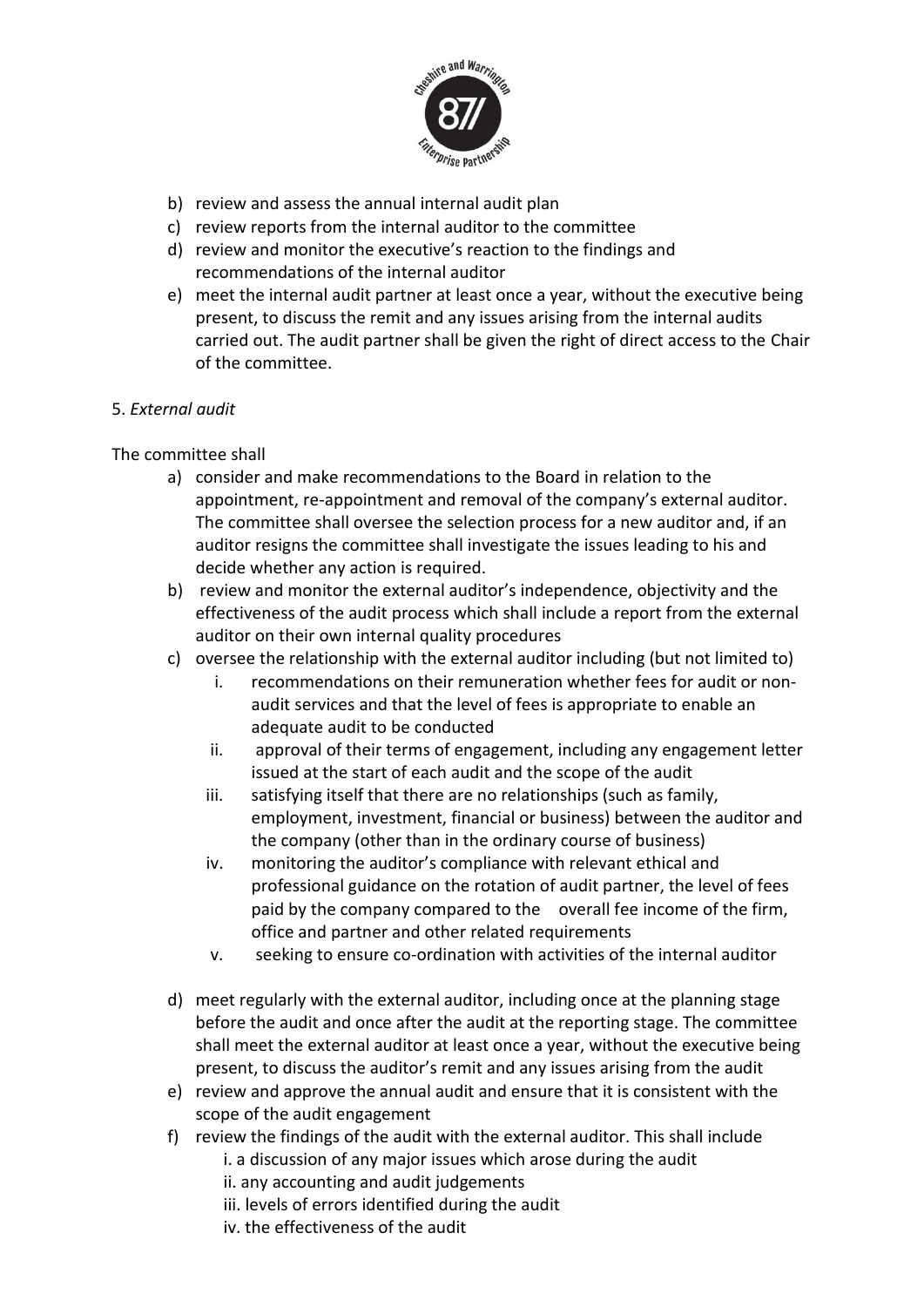b) review and assess the annual internal audit plan
c) review reports from the internal auditor to the committee
d) review and monitor the executive's reaction to the findings and recommendations of the internal auditor
e) meet the internal audit partner at least once a year, without the executive being present, to discuss the remit and any issues arising from the internal audits carried out. The audit partner shall be given the right of direct access to the Chair of the committee.

5. *External audit*

The committee shall

a) consider and make recommendations to the Board in relation to the appointment, re-appointment and removal of the company's external auditor. The committee shall oversee the selection process for a new auditor and, if an auditor resigns the committee shall investigate the issues leading to his and decide whether any action is required.
b) review and monitor the external auditor's independence, objectivity and the effectiveness of the audit process which shall include a report from the external auditor on their own internal quality procedures
c) oversee the relationship with the external auditor including (but not limited to)
    i. recommendations on their remuneration whether fees for audit or non-audit services and that the level of fees is appropriate to enable an adequate audit to be conducted
    ii. approval of their terms of engagement, including any engagement letter issued at the start of each audit and the scope of the audit
    iii. satisfying itself that there are no relationships (such as family, employment, investment, financial or business) between the auditor and the company (other than in the ordinary course of business)
    iv. monitoring the auditor's compliance with relevant ethical and professional guidance on the rotation of audit partner, the level of fees paid by the company compared to the overall fee income of the firm, office and partner and other related requirements
    v. seeking to ensure co-ordination with activities of the internal auditor
d) meet regularly with the external auditor, including once at the planning stage before the audit and once after the audit at the reporting stage. The committee shall meet the external auditor at least once a year, without the executive being present, to discuss the auditor's remit and any issues arising from the audit
e) review and approve the annual audit and ensure that it is consistent with the scope of the audit engagement
f) review the findings of the audit with the external auditor. This shall include
    i. a discussion of any major issues which arose during the audit
    ii. any accounting and audit judgements
    iii. levels of errors identified during the audit
    iv. the effectiveness of the audit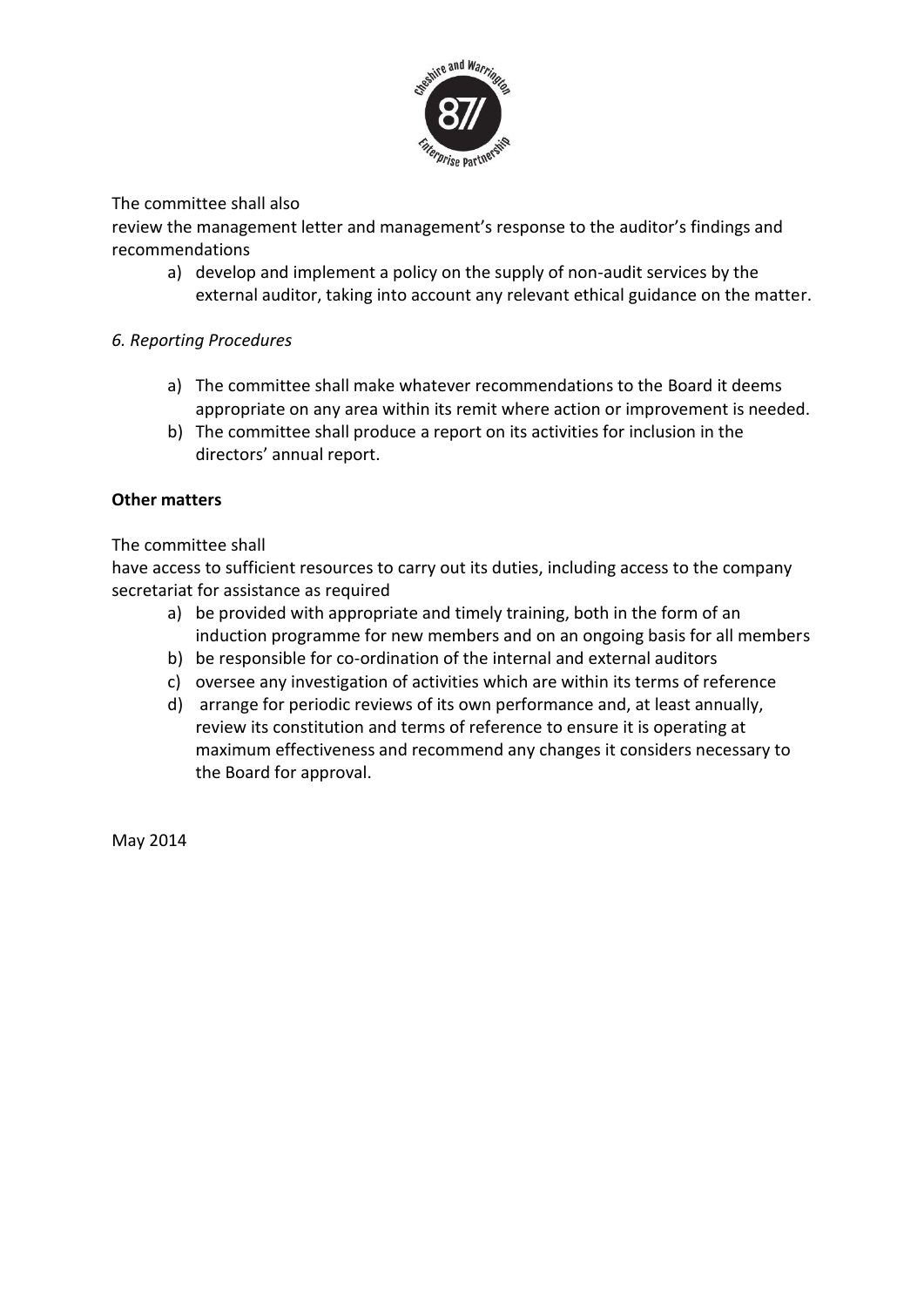The committee shall also

review the management letter and management's response to the auditor's findings and recommendations

a) develop and implement a policy on the supply of non-audit services by the external auditor, taking into account any relevant ethical guidance on the matter.

*6. Reporting Procedures*

a) The committee shall make whatever recommendations to the Board it deems appropriate on any area within its remit where action or improvement is needed.
b) The committee shall produce a report on its activities for inclusion in the directors' annual report.

**Other matters**

The committee shall

have access to sufficient resources to carry out its duties, including access to the company secretariat for assistance as required

a) be provided with appropriate and timely training, both in the form of an induction programme for new members and on an ongoing basis for all members
b) be responsible for co-ordination of the internal and external auditors
c) oversee any investigation of activities which are within its terms of reference
d) arrange for periodic reviews of its own performance and, at least annually, review its constitution and terms of reference to ensure it is operating at maximum effectiveness and recommend any changes it considers necessary to the Board for approval.

May 2014